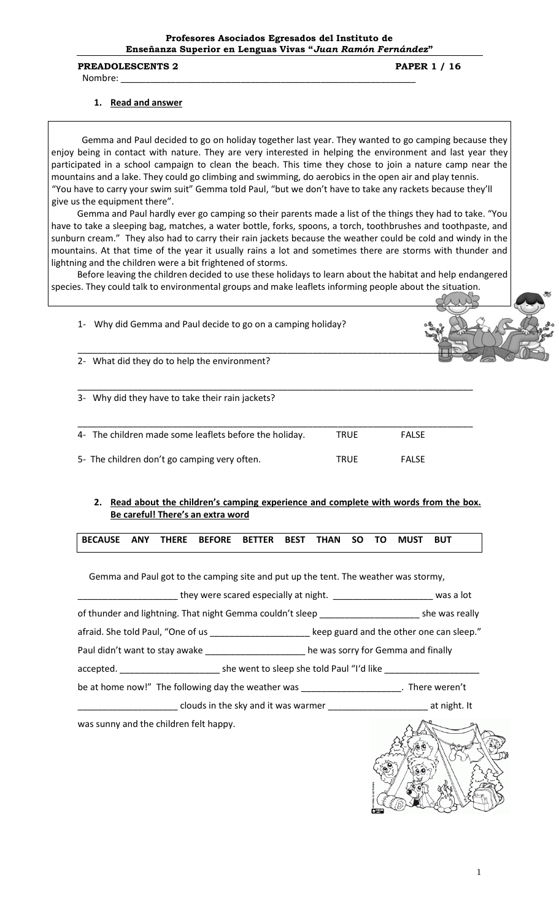**Profesores Asociados Egresados del Instituto de Enseñanza Superior en Lenguas Vivas "*Juan Ramón Fernández*"**

**PREADOLESCENTS 2** **PAPER 1 / 16**

Nombre: ____________________________________________________________

## 1. Read and answer

Gemma and Paul decided to go on holiday together last year. They wanted to go camping because they enjoy being in contact with nature. They are very interested in helping the environment and last year they participated in a school campaign to clean the beach. This time they chose to join a nature camp near the mountains and a lake. They could go climbing and swimming, do aerobics in the open air and play tennis. "You have to carry your swim suit" Gemma told Paul, "but we don't have to take any rackets because they'll give us the equipment there".

Gemma and Paul hardly ever go camping so their parents made a list of the things they had to take. "You have to take a sleeping bag, matches, a water bottle, forks, spoons, a torch, toothbrushes and toothpaste, and sunburn cream." They also had to carry their rain jackets because the weather could be cold and windy in the mountains. At that time of the year it usually rains a lot and sometimes there are storms with thunder and lightning and the children were a bit frightened of storms.

Before leaving the children decided to use these holidays to learn about the habitat and help endangered species. They could talk to environmental groups and make leaflets informing people about the situation.

1- Why did Gemma and Paul decide to go on a camping holiday?

____________________________________________________________________________

2- What did they do to help the environment?

____________________________________________________________________________

3- Why did they have to take their rain jackets?

____________________________________________________________________________

4- The children made some leaflets before the holiday. TRUE FALSE

5- The children don't go camping very often. TRUE FALSE

## 2. Read about the children's camping experience and complete with words from the box. Be careful! There's an extra word

| BECAUSE | ANY | THERE | BEFORE | BETTER | BEST | THAN | SO | TO | MUST | BUT |
|---|---|---|---|---|---|---|---|---|---|---|

Gemma and Paul got to the camping site and put up the tent. The weather was stormy, ____________________ they were scared especially at night. ____________________ was a lot of thunder and lightning. That night Gemma couldn't sleep ____________________ she was really afraid. She told Paul, "One of us ____________________ keep guard and the other one can sleep." Paul didn't want to stay awake ____________________ he was sorry for Gemma and finally accepted. ____________________ she went to sleep she told Paul "I'd like ____________________ be at home now!" The following day the weather was ____________________. There weren't ____________________ clouds in the sky and it was warmer ____________________ at night. It was sunny and the children felt happy.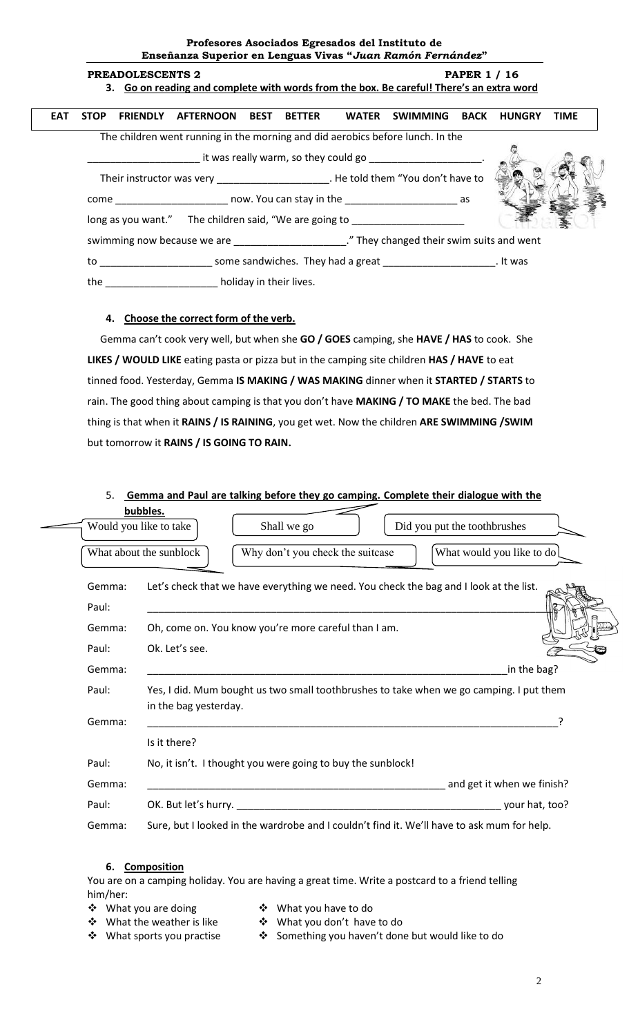**Profesores Asociados Egresados del Instituto de Enseñanza Superior en Lenguas Vivas "*Juan Ramón Fernández*"**

**PREADOLESCENTS 2** **PAPER 1 / 16**

**3. Go on reading and complete with words from the box. Be careful! There's an extra word**

| | | | | | | | | | | |
|---|---|---|---|---|---|---|---|---|---|---|
| **EAT** | **STOP** | **FRIENDLY** | **AFTERNOON** | **BEST** | **BETTER** | **WATER** | **SWIMMING** | **BACK** | **HUNGRY** | **TIME** |

The children went running in the morning and did aerobics before lunch. In the ____________________ it was really warm, so they could go ____________________. Their instructor was very ____________________. He told them "You don't have to come ____________________ now. You can stay in the ____________________ as long as you want." The children said, "We are going to ____________________ swimming now because we are ____________________." They changed their swim suits and went to ____________________ some sandwiches. They had a great ____________________. It was the ____________________ holiday in their lives.

**4. Choose the correct form of the verb.**

Gemma can't cook very well, but when she **GO / GOES** camping, she **HAVE / HAS** to cook. She **LIKES / WOULD LIKE** eating pasta or pizza but in the camping site children **HAS / HAVE** to eat tinned food. Yesterday, Gemma **IS MAKING / WAS MAKING** dinner when it **STARTED / STARTS** to rain. The good thing about camping is that you don't have **MAKING / TO MAKE** the bed. The bad thing is that when it **RAINS / IS RAINING**, you get wet. Now the children **ARE SWIMMING /SWIM** but tomorrow it **RAINS / IS GOING TO RAIN.**

**5. Gemma and Paul are talking before they go camping. Complete their dialogue with the bubbles.**

Would you like to take | Shall we go | Did you put the toothbrushes | What about the sunblock | Why don't you check the suitcase | What would you like to do

Gemma: Let's check that we have everything we need. You check the bag and I look at the list.

Paul: ________________________________________________________________

Gemma: Oh, come on. You know you're more careful than I am.

Paul: Ok. Let's see.

Gemma: ________________________________________________________ in the bag?

Paul: Yes, I did. Mum bought us two small toothbrushes to take when we go camping. I put them in the bag yesterday.

Gemma: ________________________________________________________________?

Is it there?

Paul: No, it isn't. I thought you were going to buy the sunblock!

Gemma: ______________________________________________ and get it when we finish?

Paul: OK. But let's hurry. ________________________________________ your hat, too?

Gemma: Sure, but I looked in the wardrobe and I couldn't find it. We'll have to ask mum for help.

**6. Composition**

You are on a camping holiday. You are having a great time. Write a postcard to a friend telling him/her:

- What you are doing
- What the weather is like
- What sports you practise
- What you have to do
- What you don't have to do
- Something you haven't done but would like to do